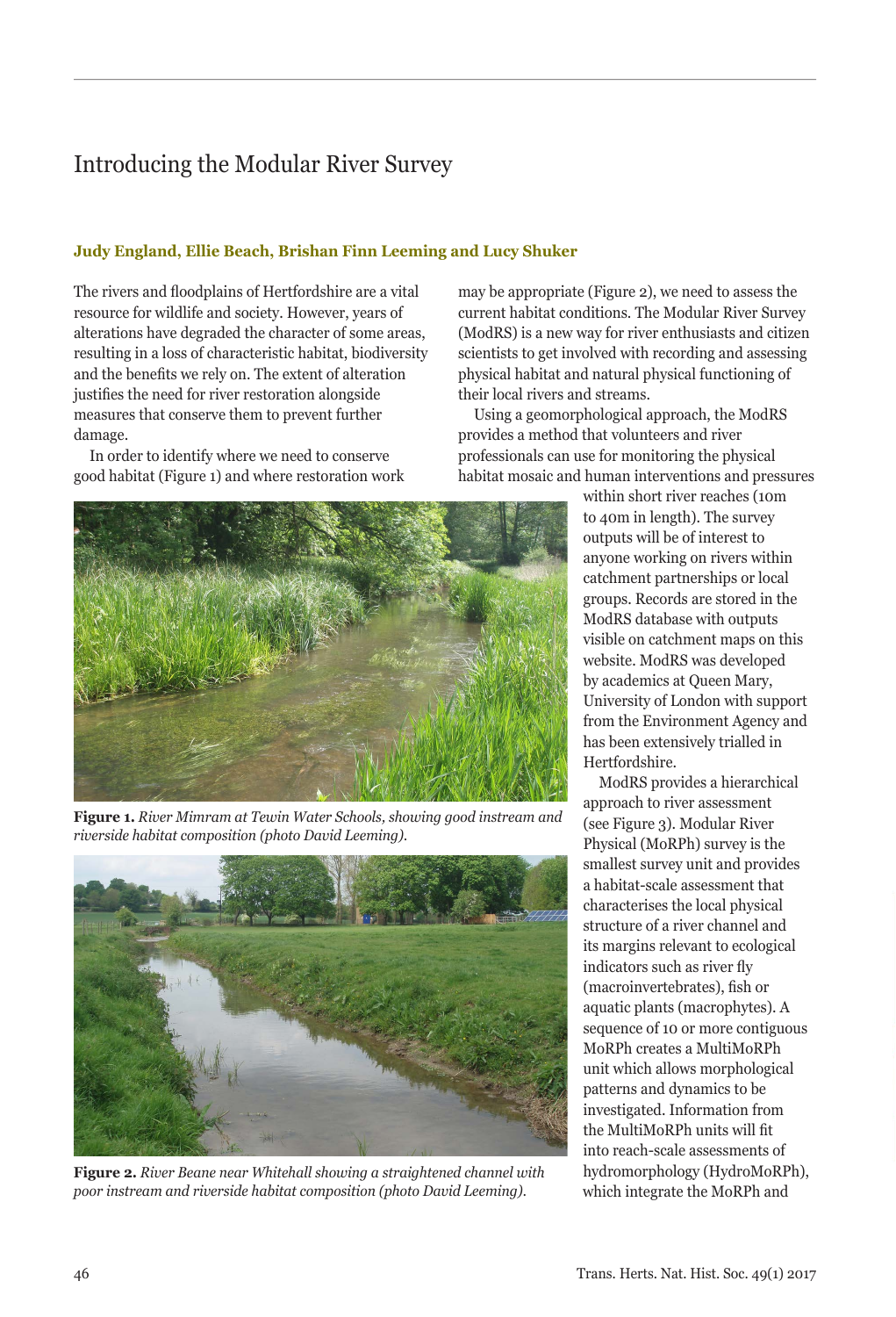# Introducing the Modular River Survey

**Judy England, Ellie Beach, Brishan Finn Leeming and Lucy Shuker**

The rivers and floodplains of Hertfordshire are a vital resource for wildlife and society. However, years of alterations have degraded the character of some areas, resulting in a loss of characteristic habitat, biodiversity and the benefits we rely on. The extent of alteration justifies the need for river restoration alongside measures that conserve them to prevent further damage.

In order to identify where we need to conserve good habitat (Figure 1) and where restoration work may be appropriate (Figure 2), we need to assess the current habitat conditions. The Modular River Survey (ModRS) is a new way for river enthusiasts and citizen scientists to get involved with recording and assessing physical habitat and natural physical functioning of their local rivers and streams.

Using a geomorphological approach, the ModRS provides a method that volunteers and river professionals can use for monitoring the physical habitat mosaic and human interventions and pressures within short river reaches (10m to 40m in length). The survey outputs will be of interest to anyone working on rivers within catchment partnerships or local groups. Records are stored in the ModRS database with outputs visible on catchment maps on this website. ModRS was developed by academics at Queen Mary, University of London with support from the Environment Agency and has been extensively trialled in Hertfordshire.

**Figure 1.** *River Mimram at Tewin Water Schools, showing good instream and riverside habitat composition (photo David Leeming).*

**Figure 2.** *River Beane near Whitehall showing a straightened channel with poor instream and riverside habitat composition (photo David Leeming).*

ModRS provides a hierarchical approach to river assessment (see Figure 3). Modular River Physical (MoRPh) survey is the smallest survey unit and provides a habitat-scale assessment that characterises the local physical structure of a river channel and its margins relevant to ecological indicators such as river fly (macroinvertebrates), fish or aquatic plants (macrophytes). A sequence of 10 or more contiguous MoRPh creates a MultiMoRPh unit which allows morphological patterns and dynamics to be investigated. Information from the MultiMoRPh units will fit into reach-scale assessments of hydromorphology (HydroMoRPh), which integrate the MoRPh and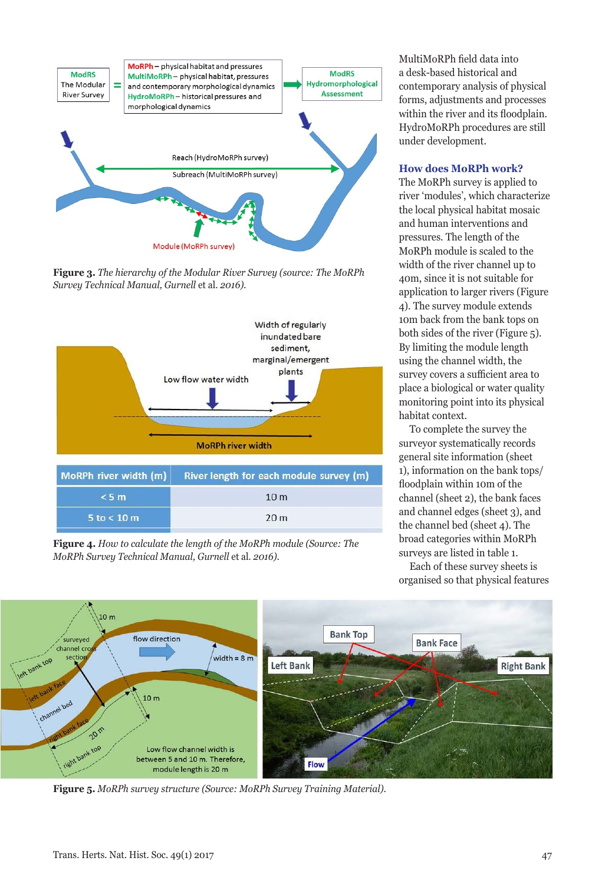**Figure 3.** *The hierarchy of the Modular River Survey (source: The MoRPh Survey Technical Manual, Gurnell* et al. *2016).*

| MoRPh river width (m) | River length for each module survey (m) |
|---|---|
| < 5 m | 10 m |
| 5 to < 10 m | 20 m |

**Figure 4.** *How to calculate the length of the MoRPh module (Source: The MoRPh Survey Technical Manual, Gurnell* et al. *2016).*

**Figure 5.** *MoRPh survey structure (Source: MoRPh Survey Training Material).*

MultiMoRPh field data into a desk-based historical and contemporary analysis of physical forms, adjustments and processes within the river and its floodplain. HydroMoRPh procedures are still under development.

## How does MoRPh work?

The MoRPh survey is applied to river 'modules', which characterize the local physical habitat mosaic and human interventions and pressures. The length of the MoRPh module is scaled to the width of the river channel up to 40m, since it is not suitable for application to larger rivers (Figure 4). The survey module extends 10m back from the bank tops on both sides of the river (Figure 5). By limiting the module length using the channel width, the survey covers a sufficient area to place a biological or water quality monitoring point into its physical habitat context.

To complete the survey the surveyor systematically records general site information (sheet 1), information on the bank tops/ floodplain within 10m of the channel (sheet 2), the bank faces and channel edges (sheet 3), and the channel bed (sheet 4). The broad categories within MoRPh surveys are listed in table 1.

Each of these survey sheets is organised so that physical features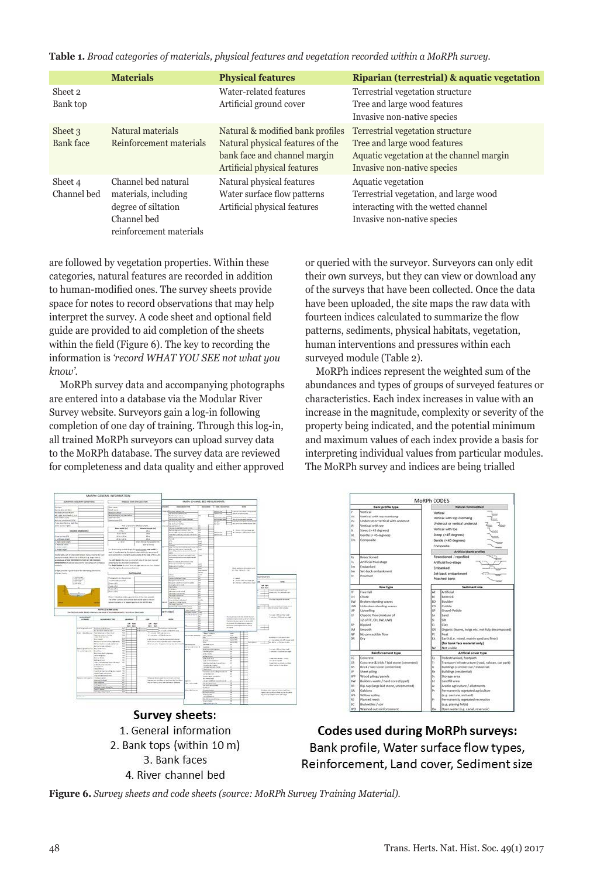**Table 1.** *Broad categories of materials, physical features and vegetation recorded within a MoRPh survey.*

| | Materials | Physical features | Riparian (terrestrial) & aquatic vegetation |
|---|---|---|---|
| Sheet 2<br>Bank top | | Water-related features<br>Artificial ground cover | Terrestrial vegetation structure<br>Tree and large wood features<br>Invasive non-native species |
| Sheet 3<br>Bank face | Natural materials<br>Reinforcement materials | Natural & modified bank profiles<br>Natural physical features of the bank face and channel margin<br>Artificial physical features | Terrestrial vegetation structure<br>Tree and large wood features<br>Aquatic vegetation at the channel margin<br>Invasive non-native species |
| Sheet 4<br>Channel bed | Channel bed natural materials, including degree of siltation<br>Channel bed reinforcement materials | Natural physical features<br>Water surface flow patterns<br>Artificial physical features | Aquatic vegetation<br>Terrestrial vegetation, and large wood interacting with the wetted channel<br>Invasive non-native species |

are followed by vegetation properties. Within these categories, natural features are recorded in addition to human-modified ones. The survey sheets provide space for notes to record observations that may help interpret the survey. A code sheet and optional field guide are provided to aid completion of the sheets within the field (Figure 6). The key to recording the information is *'record WHAT YOU SEE not what you know'*.

MoRPh survey data and accompanying photographs are entered into a database via the Modular River Survey website. Surveyors gain a log-in following completion of one day of training. Through this log-in, all trained MoRPh surveyors can upload survey data to the MoRPh database. The survey data are reviewed for completeness and data quality and either approved or queried with the surveyor. Surveyors can only edit their own surveys, but they can view or download any of the surveys that have been collected. Once the data have been uploaded, the site maps the raw data with fourteen indices calculated to summarize the flow patterns, sediments, physical habitats, vegetation, human interventions and pressures within each surveyed module (Table 2).

MoRPh indices represent the weighted sum of the abundances and types of groups of surveyed features or characteristics. Each index increases in value with an increase in the magnitude, complexity or severity of the property being indicated, and the potential minimum and maximum values of each index provide a basis for interpreting individual values from particular modules. The MoRPh survey and indices are being trialled

**Survey sheets:**
1. General information
2. Bank tops (within 10 m)
3. Bank faces
4. River channel bed

**Codes used during MoRPh surveys:**
Bank profile, Water surface flow types, Reinforcement, Land cover, Sediment size

**Figure 6.** *Survey sheets and code sheets (source: MoRPh Survey Training Material).*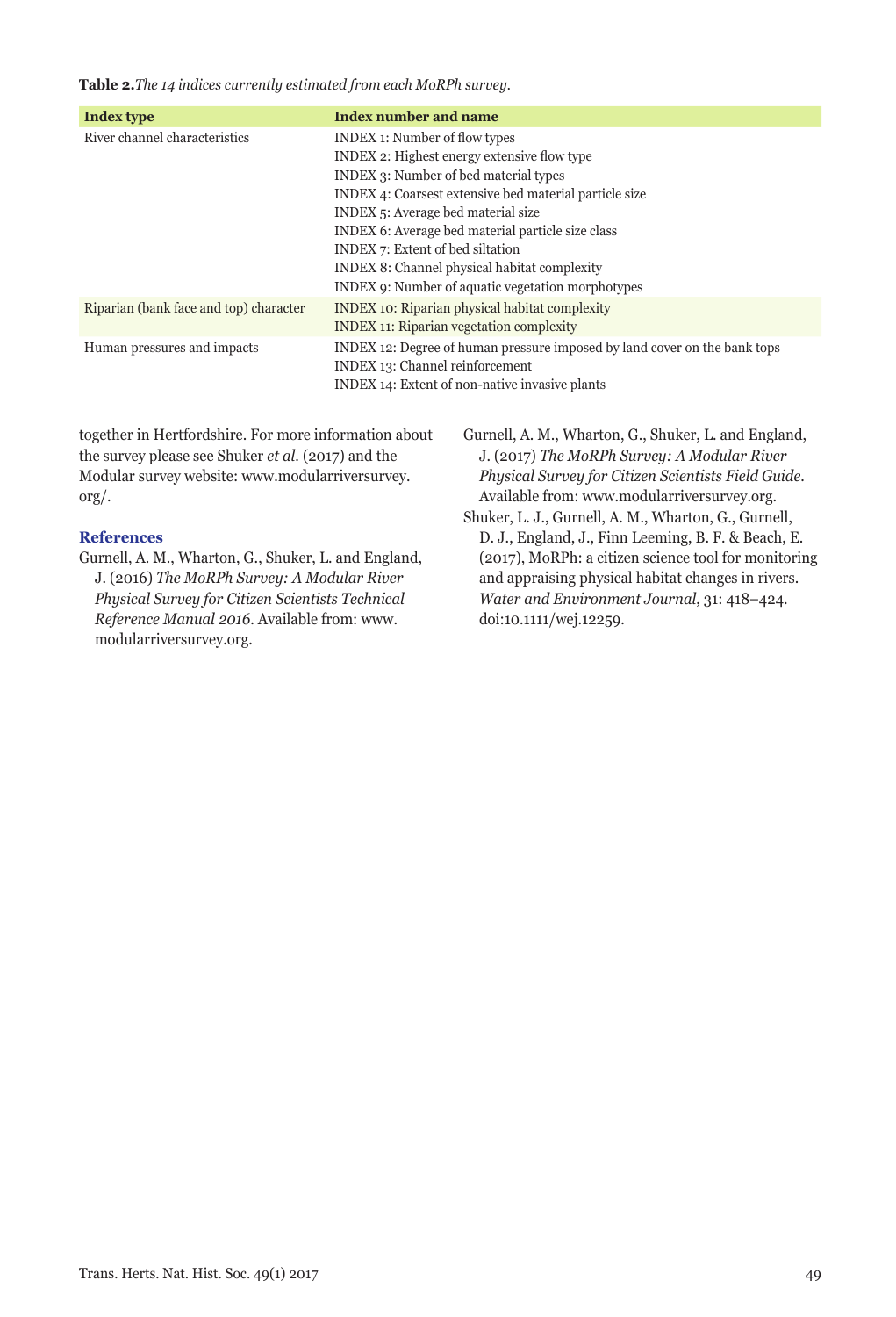**Table 2.** *The 14 indices currently estimated from each MoRPh survey.*

| Index type | Index number and name |
|---|---|
| River channel characteristics | INDEX 1: Number of flow types |
| | INDEX 2: Highest energy extensive flow type |
| | INDEX 3: Number of bed material types |
| | INDEX 4: Coarsest extensive bed material particle size |
| | INDEX 5: Average bed material size |
| | INDEX 6: Average bed material particle size class |
| | INDEX 7: Extent of bed siltation |
| | INDEX 8: Channel physical habitat complexity |
| | INDEX 9: Number of aquatic vegetation morphotypes |
| Riparian (bank face and top) character | INDEX 10: Riparian physical habitat complexity |
| | INDEX 11: Riparian vegetation complexity |
| Human pressures and impacts | INDEX 12: Degree of human pressure imposed by land cover on the bank tops |
| | INDEX 13: Channel reinforcement |
| | INDEX 14: Extent of non-native invasive plants |

together in Hertfordshire. For more information about the survey please see Shuker *et al.* (2017) and the Modular survey website: www.modularriversurvey.org/.

### References

Gurnell, A. M., Wharton, G., Shuker, L. and England, J. (2016) *The MoRPh Survey: A Modular River Physical Survey for Citizen Scientists Technical Reference Manual 2016*. Available from: www.modularriversurvey.org.

Gurnell, A. M., Wharton, G., Shuker, L. and England, J. (2017) *The MoRPh Survey: A Modular River Physical Survey for Citizen Scientists Field Guide*. Available from: www.modularriversurvey.org.

Shuker, L. J., Gurnell, A. M., Wharton, G., Gurnell, D. J., England, J., Finn Leeming, B. F. & Beach, E. (2017), MoRPh: a citizen science tool for monitoring and appraising physical habitat changes in rivers. *Water and Environment Journal*, 31: 418–424. doi:10.1111/wej.12259.